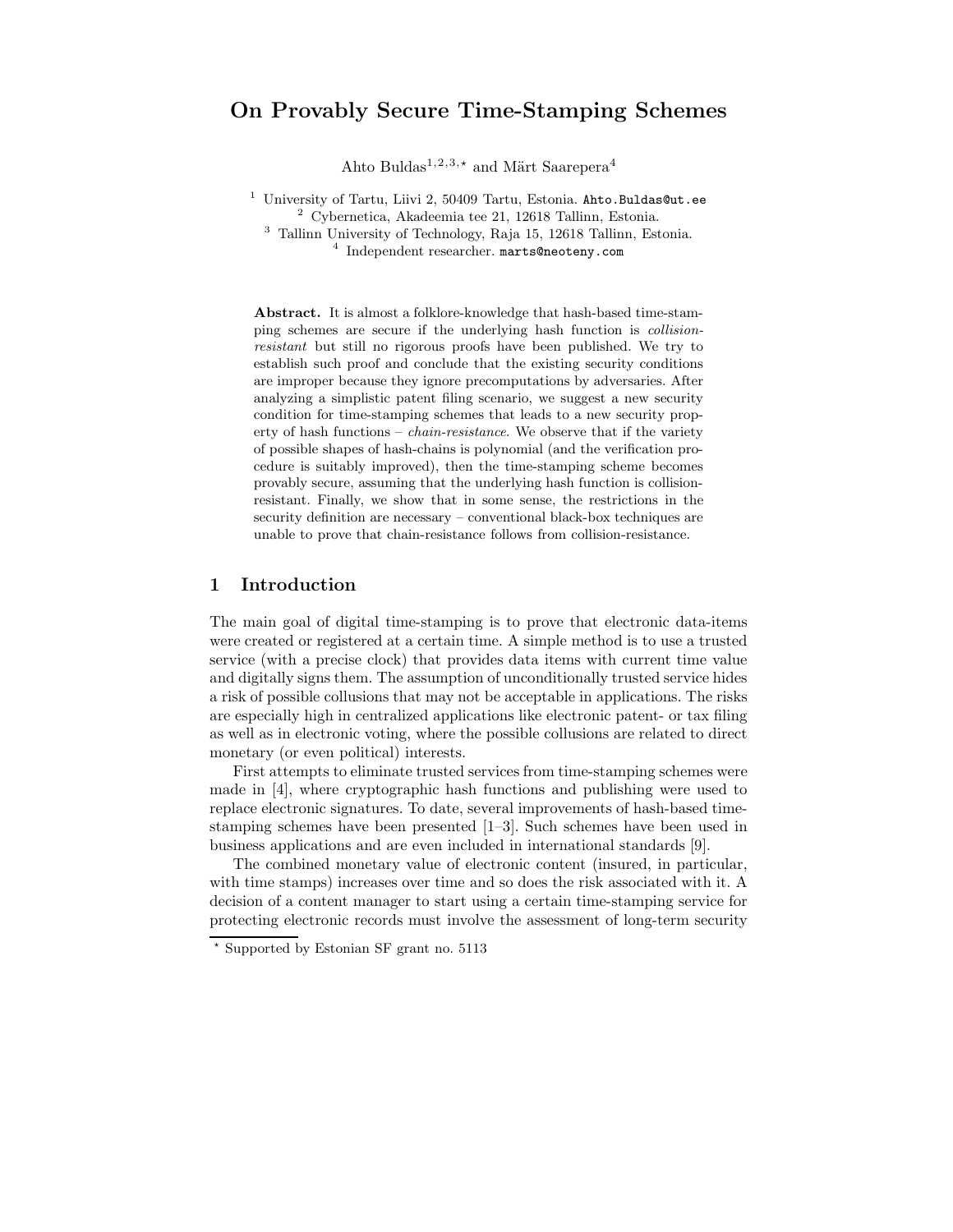# On Provably Secure Time-Stamping Schemes

Ahto Buldas[1,2,3,⋆] and Märt Saarepera[4]

[1] University of Tartu, Liivi 2, 50409 Tartu, Estonia. Ahto.Buldas@ut.ee
[2] Cybernetica, Akadeemia tee 21, 12618 Tallinn, Estonia.
[3] Tallinn University of Technology, Raja 15, 12618 Tallinn, Estonia.
[4] Independent researcher. marts@neoteny.com

**Abstract.** It is almost a folklore-knowledge that hash-based time-stamping schemes are secure if the underlying hash function is *collision-resistant* but still no rigorous proofs have been published. We try to establish such proof and conclude that the existing security conditions are improper because they ignore precomputations by adversaries. After analyzing a simplistic patent filing scenario, we suggest a new security condition for time-stamping schemes that leads to a new security property of hash functions – *chain-resistance*. We observe that if the variety of possible shapes of hash-chains is polynomial (and the verification procedure is suitably improved), then the time-stamping scheme becomes provably secure, assuming that the underlying hash function is collision-resistant. Finally, we show that in some sense, the restrictions in the security definition are necessary – conventional black-box techniques are unable to prove that chain-resistance follows from collision-resistance.

## 1 Introduction

The main goal of digital time-stamping is to prove that electronic data-items were created or registered at a certain time. A simple method is to use a trusted service (with a precise clock) that provides data items with current time value and digitally signs them. The assumption of unconditionally trusted service hides a risk of possible collusions that may not be acceptable in applications. The risks are especially high in centralized applications like electronic patent- or tax filing as well as in electronic voting, where the possible collusions are related to direct monetary (or even political) interests.

First attempts to eliminate trusted services from time-stamping schemes were made in [4], where cryptographic hash functions and publishing were used to replace electronic signatures. To date, several improvements of hash-based time-stamping schemes have been presented [1–3]. Such schemes have been used in business applications and are even included in international standards [9].

The combined monetary value of electronic content (insured, in particular, with time stamps) increases over time and so does the risk associated with it. A decision of a content manager to start using a certain time-stamping service for protecting electronic records must involve the assessment of long-term security

⋆ Supported by Estonian SF grant no. 5113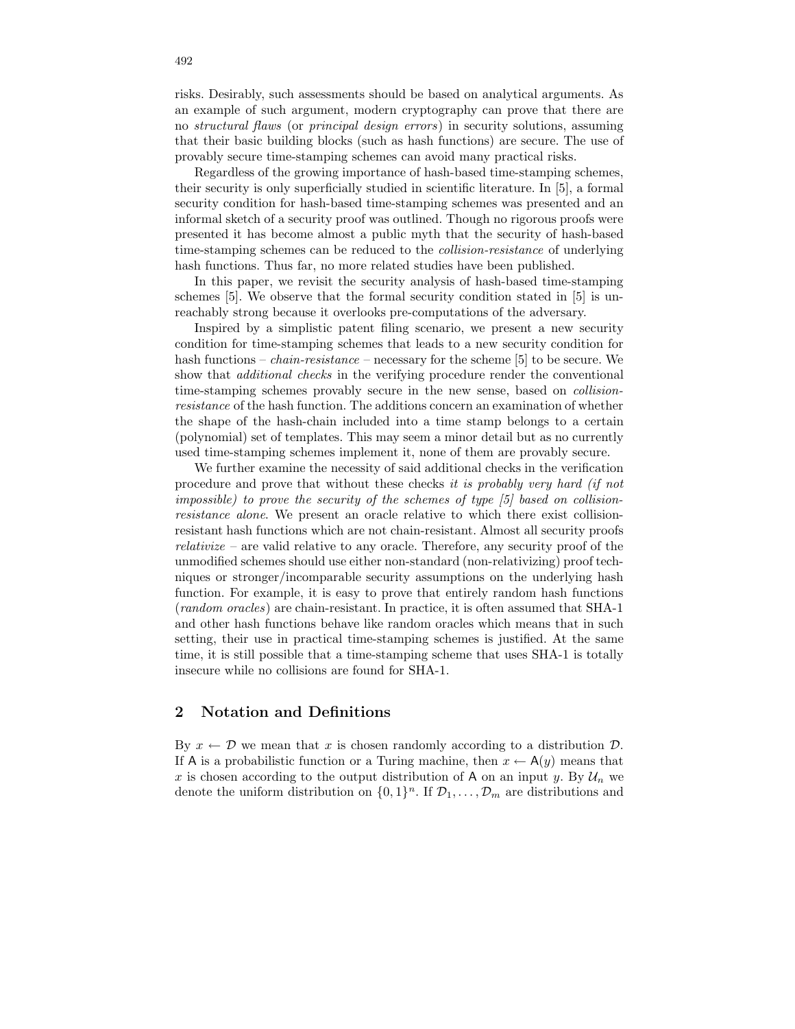risks. Desirably, such assessments should be based on analytical arguments. As an example of such argument, modern cryptography can prove that there are no *structural flaws* (or *principal design errors*) in security solutions, assuming that their basic building blocks (such as hash functions) are secure. The use of provably secure time-stamping schemes can avoid many practical risks.

Regardless of the growing importance of hash-based time-stamping schemes, their security is only superficially studied in scientific literature. In [5], a formal security condition for hash-based time-stamping schemes was presented and an informal sketch of a security proof was outlined. Though no rigorous proofs were presented it has become almost a public myth that the security of hash-based time-stamping schemes can be reduced to the *collision-resistance* of underlying hash functions. Thus far, no more related studies have been published.

In this paper, we revisit the security analysis of hash-based time-stamping schemes [5]. We observe that the formal security condition stated in [5] is unreachably strong because it overlooks pre-computations of the adversary.

Inspired by a simplistic patent filing scenario, we present a new security condition for time-stamping schemes that leads to a new security condition for hash functions – *chain-resistance* – necessary for the scheme [5] to be secure. We show that *additional checks* in the verifying procedure render the conventional time-stamping schemes provably secure in the new sense, based on *collision-resistance* of the hash function. The additions concern an examination of whether the shape of the hash-chain included into a time stamp belongs to a certain (polynomial) set of templates. This may seem a minor detail but as no currently used time-stamping schemes implement it, none of them are provably secure.

We further examine the necessity of said additional checks in the verification procedure and prove that without these checks *it is probably very hard (if not impossible) to prove the security of the schemes of type [5] based on collision-resistance alone*. We present an oracle relative to which there exist collision-resistant hash functions which are not chain-resistant. Almost all security proofs *relativize* – are valid relative to any oracle. Therefore, any security proof of the unmodified schemes should use either non-standard (non-relativizing) proof techniques or stronger/incomparable security assumptions on the underlying hash function. For example, it is easy to prove that entirely random hash functions (*random oracles*) are chain-resistant. In practice, it is often assumed that SHA-1 and other hash functions behave like random oracles which means that in such setting, their use in practical time-stamping schemes is justified. At the same time, it is still possible that a time-stamping scheme that uses SHA-1 is totally insecure while no collisions are found for SHA-1.

## 2 Notation and Definitions

By $x \leftarrow \mathcal{D}$ we mean that $x$ is chosen randomly according to a distribution $\mathcal{D}$. If $\mathsf{A}$ is a probabilistic function or a Turing machine, then $x \leftarrow \mathsf{A}(y)$ means that $x$ is chosen according to the output distribution of $\mathsf{A}$ on an input $y$. By $\mathcal{U}_n$ we denote the uniform distribution on $\{0,1\}^n$. If $\mathcal{D}_1, \ldots, \mathcal{D}_m$ are distributions and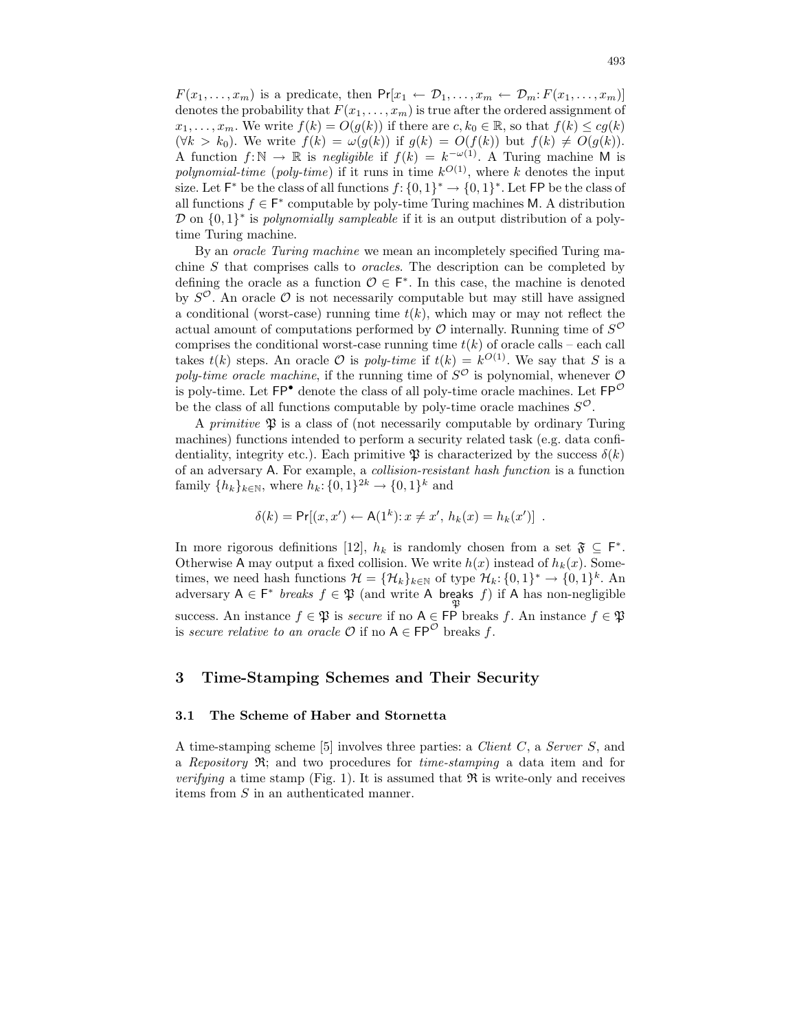$F(x_1, \ldots, x_m)$ is a predicate, then $\mathsf{Pr}[x_1 \leftarrow \mathcal{D}_1, \ldots, x_m \leftarrow \mathcal{D}_m : F(x_1, \ldots, x_m)]$ denotes the probability that $F(x_1, \ldots, x_m)$ is true after the ordered assignment of $x_1, \ldots, x_m$. We write $f(k) = O(g(k))$ if there are $c, k_0 \in \mathbb{R}$, so that $f(k) \leq cg(k)$ $(\forall k > k_0)$. We write $f(k) = \omega(g(k))$ if $g(k) = O(f(k))$ but $f(k) \neq O(g(k))$. A function $f : \mathbb{N} \to \mathbb{R}$ is *negligible* if $f(k) = k^{-\omega(1)}$. A Turing machine $\mathsf{M}$ is *polynomial-time* (*poly-time*) if it runs in time $k^{O(1)}$, where $k$ denotes the input size. Let $\mathsf{F}^*$ be the class of all functions $f : \{0,1\}^* \to \{0,1\}^*$. Let $\mathsf{FP}$ be the class of all functions $f \in \mathsf{F}^*$ computable by poly-time Turing machines $\mathsf{M}$. A distribution $\mathcal{D}$ on $\{0,1\}^*$ is *polynomially sampleable* if it is an output distribution of a poly-time Turing machine.

By an *oracle Turing machine* we mean an incompletely specified Turing machine $S$ that comprises calls to *oracles*. The description can be completed by defining the oracle as a function $\mathcal{O} \in \mathsf{F}^*$. In this case, the machine is denoted by $S^{\mathcal{O}}$. An oracle $\mathcal{O}$ is not necessarily computable but may still have assigned a conditional (worst-case) running time $t(k)$, which may or may not reflect the actual amount of computations performed by $\mathcal{O}$ internally. Running time of $S^{\mathcal{O}}$ comprises the conditional worst-case running time $t(k)$ of oracle calls – each call takes $t(k)$ steps. An oracle $\mathcal{O}$ is *poly-time* if $t(k) = k^{O(1)}$. We say that $S$ is a *poly-time oracle machine*, if the running time of $S^{\mathcal{O}}$ is polynomial, whenever $\mathcal{O}$ is poly-time. Let $\mathsf{FP}^{\bullet}$ denote the class of all poly-time oracle machines. Let $\mathsf{FP}^{\mathcal{O}}$ be the class of all functions computable by poly-time oracle machines $S^{\mathcal{O}}$.

A *primitive* $\mathfrak{P}$ is a class of (not necessarily computable by ordinary Turing machines) functions intended to perform a security related task (e.g. data confidentiality, integrity etc.). Each primitive $\mathfrak{P}$ is characterized by the success $\delta(k)$ of an adversary $\mathsf{A}$. For example, a *collision-resistant hash function* is a function family $\{h_k\}_{k \in \mathbb{N}}$, where $h_k : \{0,1\}^{2k} \to \{0,1\}^k$ and

$$\delta(k) = \mathsf{Pr}[(x, x') \leftarrow \mathsf{A}(1^k) : x \neq x',\ h_k(x) = h_k(x')] \ .$$

In more rigorous definitions [12], $h_k$ is randomly chosen from a set $\mathfrak{F} \subseteq \mathsf{F}^*$. Otherwise $\mathsf{A}$ may output a fixed collision. We write $h(x)$ instead of $h_k(x)$. Sometimes, we need hash functions $\mathcal{H} = \{\mathcal{H}_k\}_{k \in \mathbb{N}}$ of type $\mathcal{H}_k : \{0,1\}^* \to \{0,1\}^k$. An adversary $\mathsf{A} \in \mathsf{F}^*$ *breaks* $f \in \mathfrak{P}$ (and write $\mathsf{A} \underset{\mathfrak{P}}{\mathsf{breaks}} f$) if $\mathsf{A}$ has non-negligible success. An instance $f \in \mathfrak{P}$ is *secure* if no $\mathsf{A} \in \mathsf{FP}$ breaks $f$. An instance $f \in \mathfrak{P}$ is *secure relative to an oracle* $\mathcal{O}$ if no $\mathsf{A} \in \mathsf{FP}^{\mathcal{O}}$ breaks $f$.

## 3 Time-Stamping Schemes and Their Security

### 3.1 The Scheme of Haber and Stornetta

A time-stamping scheme [5] involves three parties: a *Client* $C$, a *Server* $S$, and a *Repository* $\mathfrak{R}$; and two procedures for *time-stamping* a data item and for *verifying* a time stamp (Fig. 1). It is assumed that $\mathfrak{R}$ is write-only and receives items from $S$ in an authenticated manner.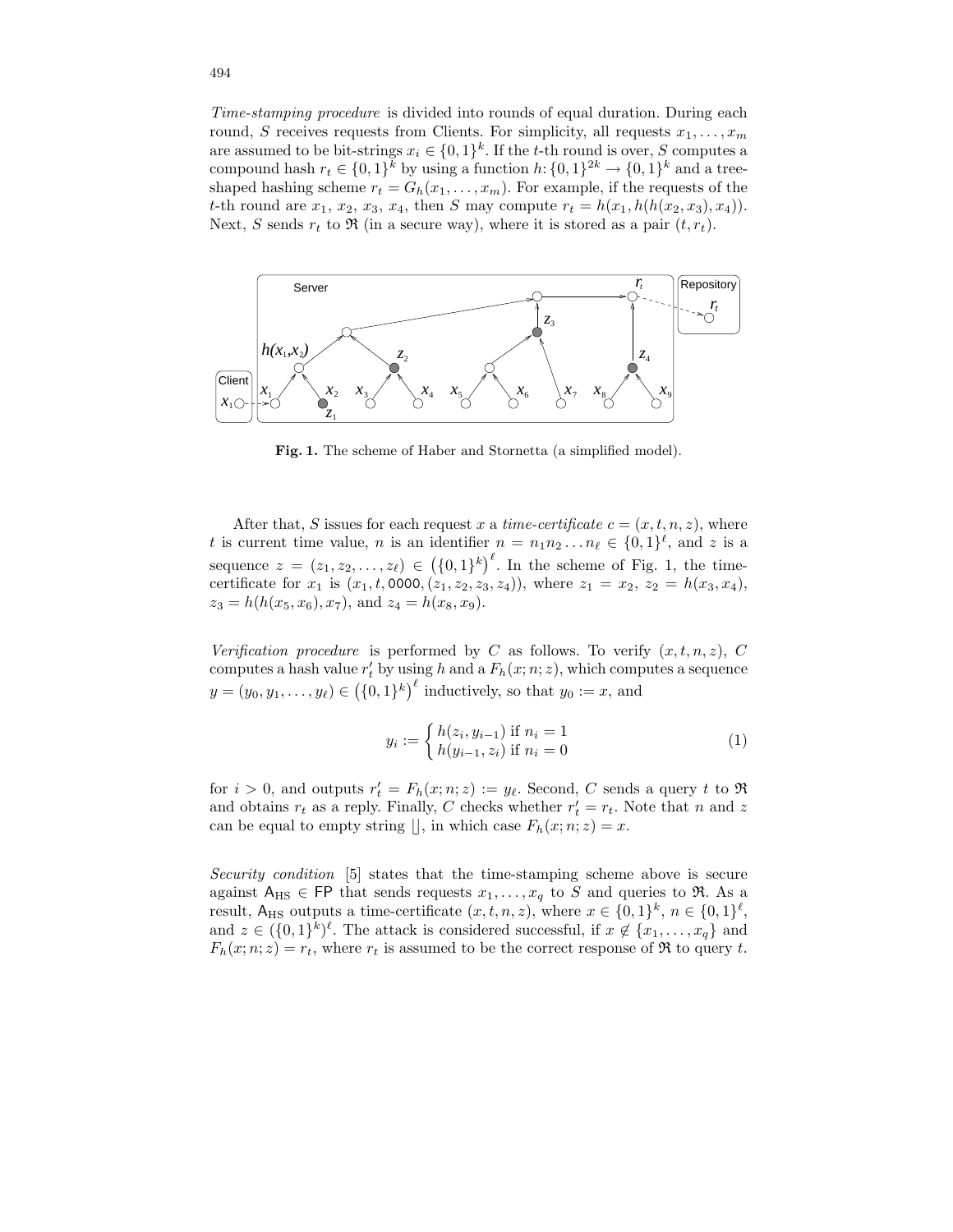*Time-stamping procedure* is divided into rounds of equal duration. During each round, $S$ receives requests from Clients. For simplicity, all requests $x_1, \ldots, x_m$ are assumed to be bit-strings $x_i \in \{0,1\}^k$. If the $t$-th round is over, $S$ computes a compound hash $r_t \in \{0,1\}^k$ by using a function $h\colon \{0,1\}^{2k} \to \{0,1\}^k$ and a tree-shaped hashing scheme $r_t = G_h(x_1, \ldots, x_m)$. For example, if the requests of the $t$-th round are $x_1$, $x_2$, $x_3$, $x_4$, then $S$ may compute $r_t = h(x_1, h(h(x_2, x_3), x_4))$. Next, $S$ sends $r_t$ to $\mathfrak{R}$ (in a secure way), where it is stored as a pair $(t, r_t)$.

**Fig. 1.** The scheme of Haber and Stornetta (a simplified model).

After that, $S$ issues for each request $x$ a *time-certificate* $c = (x, t, n, z)$, where $t$ is current time value, $n$ is an identifier $n = n_1 n_2 \ldots n_\ell \in \{0,1\}^\ell$, and $z$ is a sequence $z = (z_1, z_2, \ldots, z_\ell) \in \left(\{0,1\}^k\right)^\ell$. In the scheme of Fig. 1, the time-certificate for $x_1$ is $(x_1, t, 0000, (z_1, z_2, z_3, z_4))$, where $z_1 = x_2$, $z_2 = h(x_3, x_4)$, $z_3 = h(h(x_5, x_6), x_7)$, and $z_4 = h(x_8, x_9)$.

*Verification procedure* is performed by $C$ as follows. To verify $(x, t, n, z)$, $C$ computes a hash value $r'_t$ by using $h$ and a $F_h(x; n; z)$, which computes a sequence $y = (y_0, y_1, \ldots, y_\ell) \in \left(\{0,1\}^k\right)^\ell$ inductively, so that $y_0 := x$, and

$$y_i := \begin{cases} h(z_i, y_{i-1}) \text{ if } n_i = 1 \\ h(y_{i-1}, z_i) \text{ if } n_i = 0 \end{cases} \tag{1}$$

for $i > 0$, and outputs $r'_t = F_h(x; n; z) := y_\ell$. Second, $C$ sends a query $t$ to $\mathfrak{R}$ and obtains $r_t$ as a reply. Finally, $C$ checks whether $r'_t = r_t$. Note that $n$ and $z$ can be equal to empty string $\sqcup$, in which case $F_h(x; n; z) = x$.

*Security condition* [5] states that the time-stamping scheme above is secure against $\mathsf{A}_{\mathrm{HS}} \in \mathsf{FP}$ that sends requests $x_1, \ldots, x_q$ to $S$ and queries to $\mathfrak{R}$. As a result, $\mathsf{A}_{\mathrm{HS}}$ outputs a time-certificate $(x, t, n, z)$, where $x \in \{0,1\}^k$, $n \in \{0,1\}^\ell$, and $z \in (\{0,1\}^k)^\ell$. The attack is considered successful, if $x \notin \{x_1, \ldots, x_q\}$ and $F_h(x; n; z) = r_t$, where $r_t$ is assumed to be the correct response of $\mathfrak{R}$ to query $t$.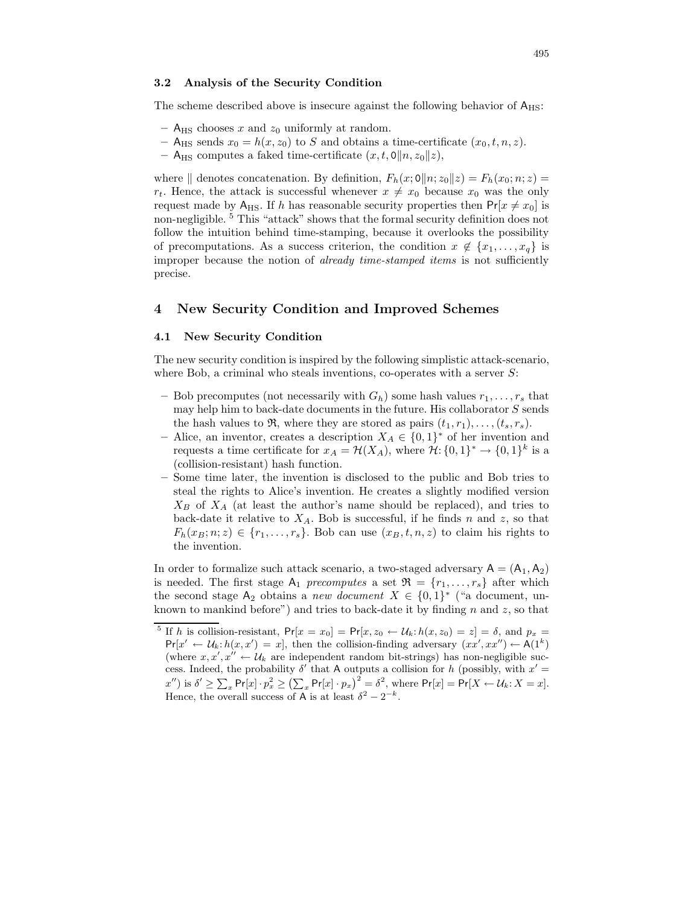### 3.2 Analysis of the Security Condition

The scheme described above is insecure against the following behavior of $\mathsf{A}_{\mathrm{HS}}$:

- $\mathsf{A}_{\mathrm{HS}}$ chooses $x$ and $z_0$ uniformly at random.
- $\mathsf{A}_{\mathrm{HS}}$ sends $x_0 = h(x, z_0)$ to $S$ and obtains a time-certificate $(x_0, t, n, z)$.
- $\mathsf{A}_{\mathrm{HS}}$ computes a faked time-certificate $(x, t, \mathsf{0}\|n, z_0\|z)$,

where $\|$ denotes concatenation. By definition, $F_h(x; \mathsf{0}\|n; z_0\|z) = F_h(x_0; n; z) = r_t$. Hence, the attack is successful whenever $x \neq x_0$ because $x_0$ was the only request made by $\mathsf{A}_{\mathrm{HS}}$. If $h$ has reasonable security properties then $\mathsf{Pr}[x \neq x_0]$ is non-negligible. [5] This "attack" shows that the formal security definition does not follow the intuition behind time-stamping, because it overlooks the possibility of precomputations. As a success criterion, the condition $x \notin \{x_1, \ldots, x_q\}$ is improper because the notion of *already time-stamped items* is not sufficiently precise.

## 4 New Security Condition and Improved Schemes

### 4.1 New Security Condition

The new security condition is inspired by the following simplistic attack-scenario, where Bob, a criminal who steals inventions, co-operates with a server $S$:

- Bob precomputes (not necessarily with $G_h$) some hash values $r_1, \ldots, r_s$ that may help him to back-date documents in the future. His collaborator $S$ sends the hash values to $\mathfrak{R}$, where they are stored as pairs $(t_1, r_1), \ldots, (t_s, r_s)$.
- Alice, an inventor, creates a description $X_A \in \{0,1\}^*$ of her invention and requests a time certificate for $x_A = \mathcal{H}(X_A)$, where $\mathcal{H}\colon \{0,1\}^* \to \{0,1\}^k$ is a (collision-resistant) hash function.
- Some time later, the invention is disclosed to the public and Bob tries to steal the rights to Alice's invention. He creates a slightly modified version $X_B$ of $X_A$ (at least the author's name should be replaced), and tries to back-date it relative to $X_A$. Bob is successful, if he finds $n$ and $z$, so that $F_h(x_B; n; z) \in \{r_1, \ldots, r_s\}$. Bob can use $(x_B, t, n, z)$ to claim his rights to the invention.

In order to formalize such attack scenario, a two-staged adversary $\mathsf{A} = (\mathsf{A}_1, \mathsf{A}_2)$ is needed. The first stage $\mathsf{A}_1$ *precomputes* a set $\mathfrak{R} = \{r_1, \ldots, r_s\}$ after which the second stage $\mathsf{A}_2$ obtains a *new document* $X \in \{0,1\}^*$ ("a document, unknown to mankind before") and tries to back-date it by finding $n$ and $z$, so that

---

[5] If $h$ is collision-resistant, $\mathsf{Pr}[x = x_0] = \mathsf{Pr}[x, z_0 \leftarrow \mathcal{U}_k\colon h(x, z_0) = z] = \delta$, and $p_x = \mathsf{Pr}[x' \leftarrow \mathcal{U}_k\colon h(x, x') = x]$, then the collision-finding adversary $(xx', xx'') \leftarrow \mathsf{A}(1^k)$ (where $x, x', x'' \leftarrow \mathcal{U}_k$ are independent random bit-strings) has non-negligible success. Indeed, the probability $\delta'$ that $\mathsf{A}$ outputs a collision for $h$ (possibly, with $x' = x''$) is $\delta' \geq \sum_x \mathsf{Pr}[x] \cdot p_x^2 \geq \left(\sum_x \mathsf{Pr}[x] \cdot p_x\right)^2 = \delta^2$, where $\mathsf{Pr}[x] = \mathsf{Pr}[X \leftarrow \mathcal{U}_k\colon X = x]$. Hence, the overall success of $\mathsf{A}$ is at least $\delta^2 - 2^{-k}$.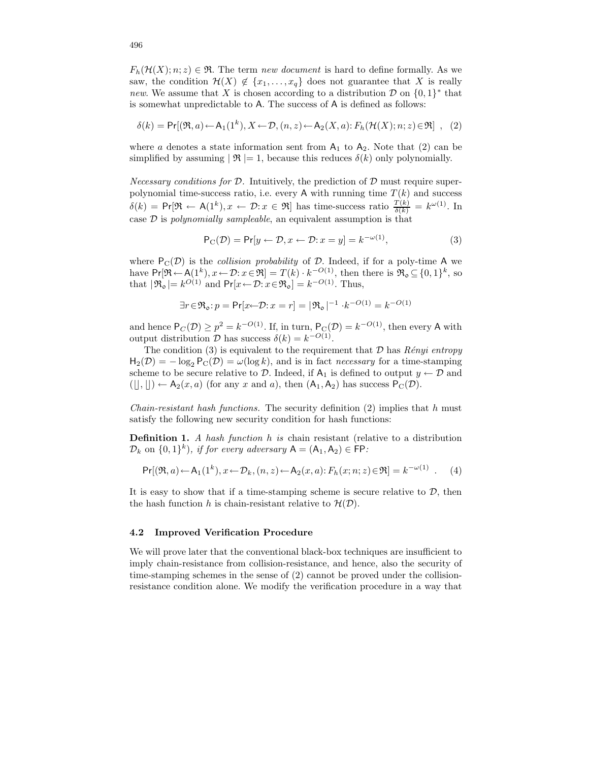$F_h(\mathcal{H}(X); n; z) \in \mathfrak{R}$. The term *new document* is hard to define formally. As we saw, the condition $\mathcal{H}(X) \notin \{x_1, \ldots, x_q\}$ does not guarantee that $X$ is really *new*. We assume that $X$ is chosen according to a distribution $\mathcal{D}$ on $\{0,1\}^*$ that is somewhat unpredictable to $\mathsf{A}$. The success of $\mathsf{A}$ is defined as follows:

$$\delta(k) = \Pr[(\mathfrak{R}, a) \leftarrow \mathsf{A}_1(1^k), X \leftarrow \mathcal{D}, (n, z) \leftarrow \mathsf{A}_2(X, a) \colon F_h(\mathcal{H}(X); n; z) \in \mathfrak{R}] \ , \quad (2)$$

where $a$ denotes a state information sent from $\mathsf{A}_1$ to $\mathsf{A}_2$. Note that (2) can be simplified by assuming $|\,\mathfrak{R}\,| = 1$, because this reduces $\delta(k)$ only polynomially.

*Necessary conditions for* $\mathcal{D}$. Intuitively, the prediction of $\mathcal{D}$ must require super-polynomial time-success ratio, i.e. every $\mathsf{A}$ with running time $T(k)$ and success $\delta(k) = \Pr[\mathfrak{R} \leftarrow \mathsf{A}(1^k), x \leftarrow \mathcal{D} \colon x \in \mathfrak{R}]$ has time-success ratio $\frac{T(k)}{\delta(k)} = k^{\omega(1)}$. In case $\mathcal{D}$ is *polynomially sampleable*, an equivalent assumption is that

$$\mathsf{P}_{\mathrm{C}}(\mathcal{D}) = \Pr[y \leftarrow \mathcal{D}, x \leftarrow \mathcal{D} \colon x = y] = k^{-\omega(1)}, \quad (3)$$

where $\mathsf{P}_{\mathrm{C}}(\mathcal{D})$ is the *collision probability* of $\mathcal{D}$. Indeed, if for a poly-time $\mathsf{A}$ we have $\Pr[\mathfrak{R} \leftarrow \mathsf{A}(1^k), x \leftarrow \mathcal{D} \colon x \in \mathfrak{R}] = T(k) \cdot k^{-O(1)}$, then there is $\mathfrak{R}_\mathsf{o} \subseteq \{0,1\}^k$, so that $|\,\mathfrak{R}_\mathsf{o}\,| = k^{O(1)}$ and $\Pr[x \leftarrow \mathcal{D} \colon x \in \mathfrak{R}_\mathsf{o}] = k^{-O(1)}$. Thus,

$$\exists r \in \mathfrak{R}_\mathsf{o} \colon p = \Pr[x \leftarrow \mathcal{D} \colon x = r] = |\,\mathfrak{R}_\mathsf{o}\,|^{-1} \cdot k^{-O(1)} = k^{-O(1)}$$

and hence $\mathsf{P}_C(\mathcal{D}) \geq p^2 = k^{-O(1)}$. If, in turn, $\mathsf{P}_{\mathrm{C}}(\mathcal{D}) = k^{-O(1)}$, then every $\mathsf{A}$ with output distribution $\mathcal{D}$ has success $\delta(k) = k^{-O(1)}$.

The condition (3) is equivalent to the requirement that $\mathcal{D}$ has *Rényi entropy* $\mathsf{H}_2(\mathcal{D}) = -\log_2 \mathsf{P}_{\mathrm{C}}(\mathcal{D}) = \omega(\log k)$, and is in fact *necessary* for a time-stamping scheme to be secure relative to $\mathcal{D}$. Indeed, if $\mathsf{A}_1$ is defined to output $y \leftarrow \mathcal{D}$ and $(\sqcup, \sqcup) \leftarrow \mathsf{A}_2(x, a)$ (for any $x$ and $a$), then $(\mathsf{A}_1, \mathsf{A}_2)$ has success $\mathsf{P}_{\mathrm{C}}(\mathcal{D})$.

*Chain-resistant hash functions.* The security definition (2) implies that $h$ must satisfy the following new security condition for hash functions:

**Definition 1.** *A hash function $h$ is* chain resistant (relative to a distribution $\mathcal{D}_k$ on $\{0,1\}^k$), *if for every adversary $\mathsf{A} = (\mathsf{A}_1, \mathsf{A}_2) \in \mathsf{FP}$:*

$$\Pr[(\mathfrak{R}, a) \leftarrow \mathsf{A}_1(1^k), x \leftarrow \mathcal{D}_k, (n, z) \leftarrow \mathsf{A}_2(x, a) \colon F_h(x; n; z) \in \mathfrak{R}] = k^{-\omega(1)} \ . \quad (4)$$

It is easy to show that if a time-stamping scheme is secure relative to $\mathcal{D}$, then the hash function $h$ is chain-resistant relative to $\mathcal{H}(\mathcal{D})$.

### 4.2 Improved Verification Procedure

We will prove later that the conventional black-box techniques are insufficient to imply chain-resistance from collision-resistance, and hence, also the security of time-stamping schemes in the sense of (2) cannot be proved under the collision-resistance condition alone. We modify the verification procedure in a way that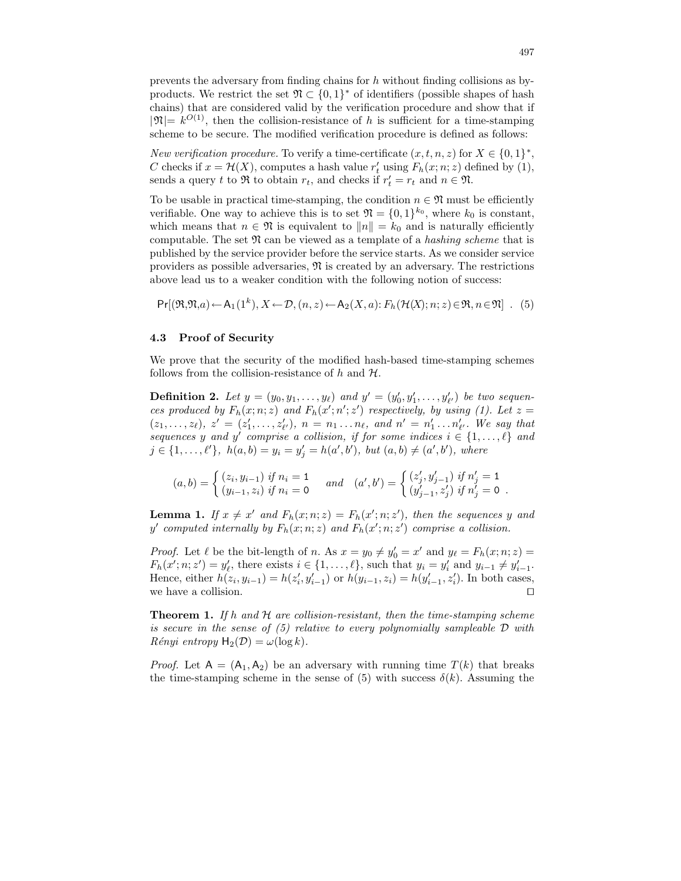prevents the adversary from finding chains for $h$ without finding collisions as by-products. We restrict the set $\mathfrak{N} \subset \{0,1\}^*$ of identifiers (possible shapes of hash chains) that are considered valid by the verification procedure and show that if $|\mathfrak{N}| = k^{O(1)}$, then the collision-resistance of $h$ is sufficient for a time-stamping scheme to be secure. The modified verification procedure is defined as follows:

*New verification procedure.* To verify a time-certificate $(x, t, n, z)$ for $X \in \{0,1\}^*$, $C$ checks if $x = \mathcal{H}(X)$, computes a hash value $r'_t$ using $F_h(x; n; z)$ defined by (1), sends a query $t$ to $\mathfrak{R}$ to obtain $r_t$, and checks if $r'_t = r_t$ and $n \in \mathfrak{N}$.

To be usable in practical time-stamping, the condition $n \in \mathfrak{N}$ must be efficiently verifiable. One way to achieve this is to set $\mathfrak{N} = \{0,1\}^{k_0}$, where $k_0$ is constant, which means that $n \in \mathfrak{N}$ is equivalent to $\|n\| = k_0$ and is naturally efficiently computable. The set $\mathfrak{N}$ can be viewed as a template of a *hashing scheme* that is published by the service provider before the service starts. As we consider service providers as possible adversaries, $\mathfrak{N}$ is created by an adversary. The restrictions above lead us to a weaker condition with the following notion of success:

$$\Pr[(\mathfrak{R},\mathfrak{N},a) \leftarrow \mathsf{A}_1(1^k), X \leftarrow \mathcal{D}, (n,z) \leftarrow \mathsf{A}_2(X,a) \colon F_h(\mathcal{H}(X);n;z) \in \mathfrak{R}, n \in \mathfrak{N}] \ . \quad (5)$$

### 4.3 Proof of Security

We prove that the security of the modified hash-based time-stamping schemes follows from the collision-resistance of $h$ and $\mathcal{H}$.

**Definition 2.** *Let $y = (y_0, y_1, \ldots, y_\ell)$ and $y' = (y'_0, y'_1, \ldots, y'_{\ell'})$ be two sequences produced by $F_h(x; n; z)$ and $F_h(x'; n'; z')$ respectively, by using (1). Let $z = (z_1, \ldots, z_\ell)$, $z' = (z'_1, \ldots, z'_{\ell'})$, $n = n_1 \ldots n_\ell$, and $n' = n'_1 \ldots n'_{\ell'}$. We say that sequences $y$ and $y'$ comprise a collision, if for some indices $i \in \{1, \ldots, \ell\}$ and $j \in \{1, \ldots, \ell'\}$, $h(a,b) = y_i = y'_j = h(a',b')$, but $(a,b) \neq (a',b')$, where*

$$(a,b) = \begin{cases} (z_i, y_{i-1}) & \text{if } n_i = 1 \\ (y_{i-1}, z_i) & \text{if } n_i = 0 \end{cases} \quad \text{and} \quad (a',b') = \begin{cases} (z'_j, y'_{j-1}) & \text{if } n'_j = 1 \\ (y'_{j-1}, z'_j) & \text{if } n'_j = 0 \end{cases} .$$

**Lemma 1.** *If $x \neq x'$ and $F_h(x; n; z) = F_h(x'; n; z')$, then the sequences $y$ and $y'$ computed internally by $F_h(x; n; z)$ and $F_h(x'; n; z')$ comprise a collision.*

*Proof.* Let $\ell$ be the bit-length of $n$. As $x = y_0 \neq y'_0 = x'$ and $y_\ell = F_h(x; n; z) = F_h(x'; n; z') = y'_\ell$, there exists $i \in \{1, \ldots, \ell\}$, such that $y_i = y'_i$ and $y_{i-1} \neq y'_{i-1}$. Hence, either $h(z_i, y_{i-1}) = h(z'_i, y'_{i-1})$ or $h(y_{i-1}, z_i) = h(y'_{i-1}, z'_i)$. In both cases, we have a collision. □

**Theorem 1.** *If $h$ and $\mathcal{H}$ are collision-resistant, then the time-stamping scheme is secure in the sense of (5) relative to every polynomially sampleable $\mathcal{D}$ with Rényi entropy $\mathsf{H}_2(\mathcal{D}) = \omega(\log k)$.*

*Proof.* Let $\mathsf{A} = (\mathsf{A}_1, \mathsf{A}_2)$ be an adversary with running time $T(k)$ that breaks the time-stamping scheme in the sense of (5) with success $\delta(k)$. Assuming the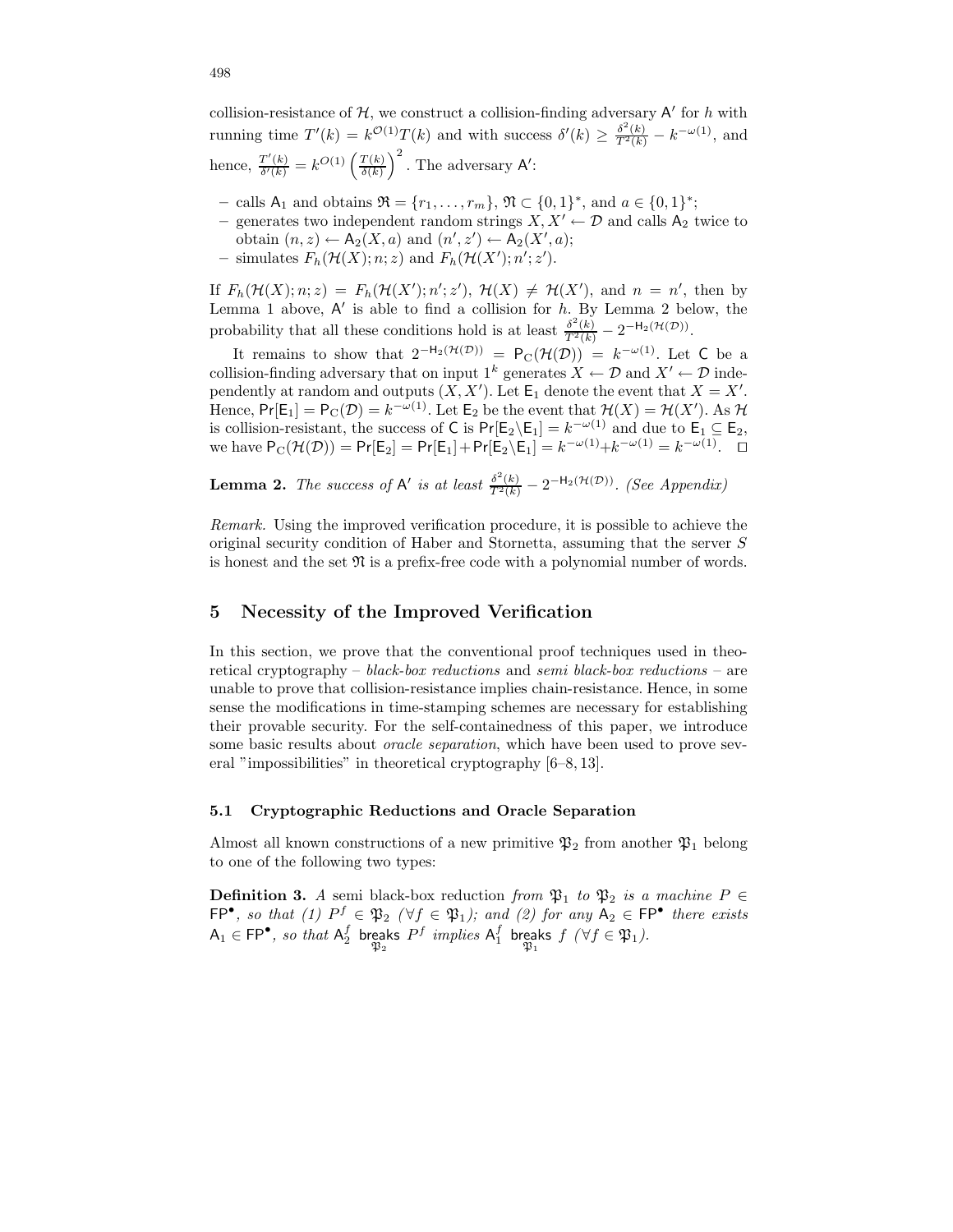collision-resistance of $\mathcal{H}$, we construct a collision-finding adversary $\mathsf{A}'$ for $h$ with running time $T'(k) = k^{\mathcal{O}(1)}T(k)$ and with success $\delta'(k) \geq \frac{\delta^2(k)}{T^2(k)} - k^{-\omega(1)}$, and hence, $\frac{T'(k)}{\delta'(k)} = k^{O(1)}\left(\frac{T(k)}{\delta(k)}\right)^2$. The adversary $\mathsf{A}'$:

- calls $\mathsf{A}_1$ and obtains $\mathfrak{R} = \{r_1, \ldots, r_m\}$, $\mathfrak{R} \subset \{0,1\}^*$, and $a \in \{0,1\}^*$;
- generates two independent random strings $X, X' \leftarrow \mathcal{D}$ and calls $\mathsf{A}_2$ twice to obtain $(n, z) \leftarrow \mathsf{A}_2(X, a)$ and $(n', z') \leftarrow \mathsf{A}_2(X', a)$;
- simulates $F_h(\mathcal{H}(X); n; z)$ and $F_h(\mathcal{H}(X'); n'; z')$.

If $F_h(\mathcal{H}(X); n; z) = F_h(\mathcal{H}(X'); n'; z')$, $\mathcal{H}(X) \neq \mathcal{H}(X')$, and $n = n'$, then by Lemma 1 above, $\mathsf{A}'$ is able to find a collision for $h$. By Lemma 2 below, the probability that all these conditions hold is at least $\frac{\delta^2(k)}{T^2(k)} - 2^{-\mathsf{H}_2(\mathcal{H}(\mathcal{D}))}$.

It remains to show that $2^{-\mathsf{H}_2(\mathcal{H}(\mathcal{D}))} = \mathsf{P}_{\mathrm{C}}(\mathcal{H}(\mathcal{D})) = k^{-\omega(1)}$. Let $\mathsf{C}$ be a collision-finding adversary that on input $1^k$ generates $X \leftarrow \mathcal{D}$ and $X' \leftarrow \mathcal{D}$ independently at random and outputs $(X, X')$. Let $\mathsf{E}_1$ denote the event that $X = X'$. Hence, $\Pr[\mathsf{E}_1] = \mathsf{P}_{\mathrm{C}}(\mathcal{D}) = k^{-\omega(1)}$. Let $\mathsf{E}_2$ be the event that $\mathcal{H}(X) = \mathcal{H}(X')$. As $\mathcal{H}$ is collision-resistant, the success of $\mathsf{C}$ is $\Pr[\mathsf{E}_2 \backslash \mathsf{E}_1] = k^{-\omega(1)}$ and due to $\mathsf{E}_1 \subseteq \mathsf{E}_2$, we have $\mathsf{P}_{\mathrm{C}}(\mathcal{H}(\mathcal{D})) = \Pr[\mathsf{E}_2] = \Pr[\mathsf{E}_1] + \Pr[\mathsf{E}_2 \backslash \mathsf{E}_1] = k^{-\omega(1)} + k^{-\omega(1)} = k^{-\omega(1)}$. $\square$

**Lemma 2.** *The success of $\mathsf{A}'$ is at least $\frac{\delta^2(k)}{T^2(k)} - 2^{-\mathsf{H}_2(\mathcal{H}(\mathcal{D}))}$. (See Appendix)*

*Remark.* Using the improved verification procedure, it is possible to achieve the original security condition of Haber and Stornetta, assuming that the server $S$ is honest and the set $\mathfrak{R}$ is a prefix-free code with a polynomial number of words.

## 5 Necessity of the Improved Verification

In this section, we prove that the conventional proof techniques used in theoretical cryptography – *black-box reductions* and *semi black-box reductions* – are unable to prove that collision-resistance implies chain-resistance. Hence, in some sense the modifications in time-stamping schemes are necessary for establishing their provable security. For the self-containedness of this paper, we introduce some basic results about *oracle separation*, which have been used to prove several "impossibilities" in theoretical cryptography [6–8, 13].

### 5.1 Cryptographic Reductions and Oracle Separation

Almost all known constructions of a new primitive $\mathfrak{P}_2$ from another $\mathfrak{P}_1$ belong to one of the following two types:

**Definition 3.** *A* semi black-box reduction *from $\mathfrak{P}_1$ to $\mathfrak{P}_2$ is a machine $P \in \mathsf{FP}^\bullet$, so that (1) $P^f \in \mathfrak{P}_2$ ($\forall f \in \mathfrak{P}_1$); and (2) for any $\mathsf{A}_2 \in \mathsf{FP}^\bullet$ there exists $\mathsf{A}_1 \in \mathsf{FP}^\bullet$, so that $\mathsf{A}_2^f \underset{\mathfrak{P}_2}{\mathsf{breaks}} P^f$ implies $\mathsf{A}_1^f \underset{\mathfrak{P}_1}{\mathsf{breaks}} f$ ($\forall f \in \mathfrak{P}_1$).*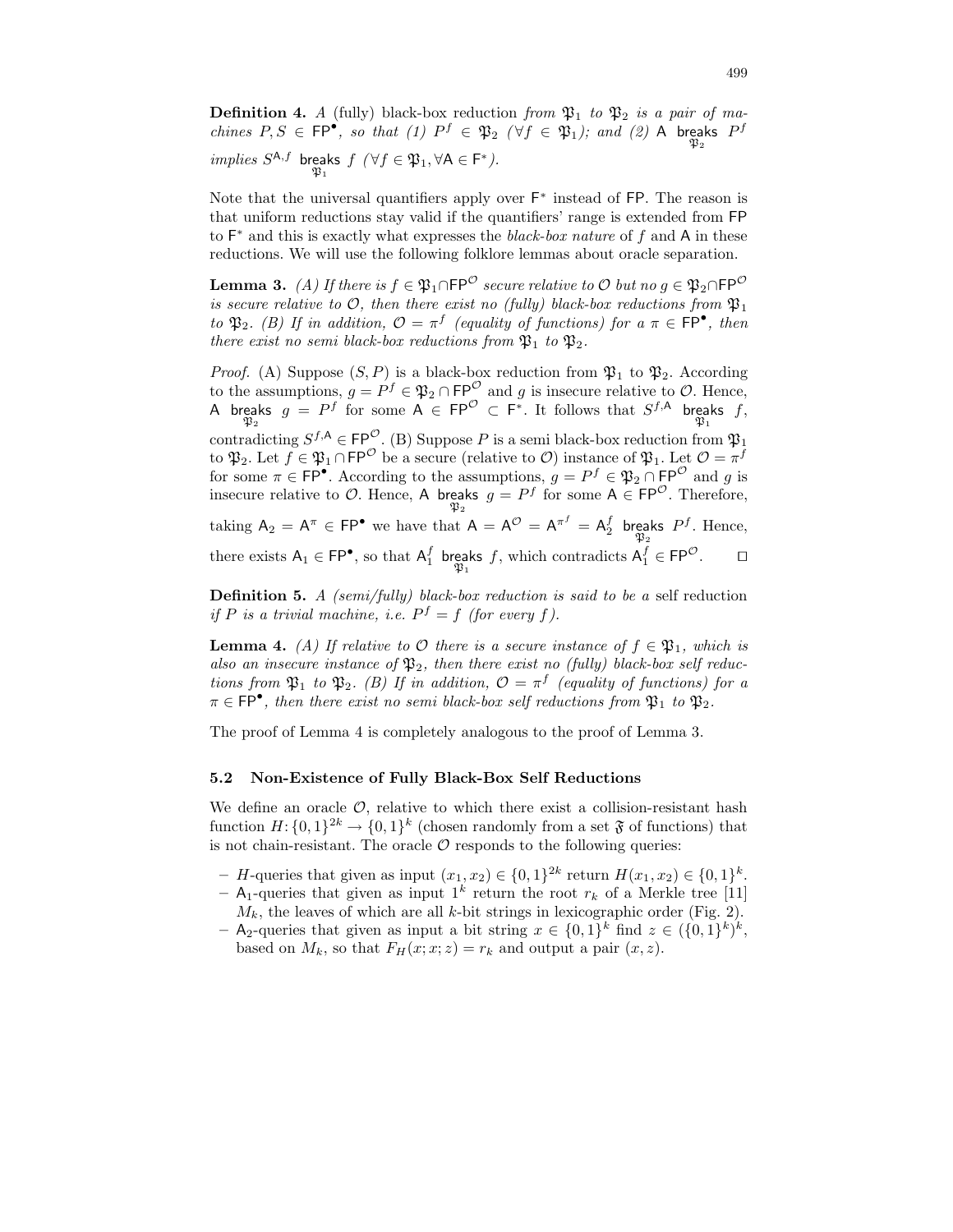**Definition 4.** *A* (fully) black-box reduction *from* $\mathfrak{P}_1$ *to* $\mathfrak{P}_2$ *is a pair of machines* $P, S \in \mathsf{FP}^\bullet$*, so that (1)* $P^f \in \mathfrak{P}_2$ *(*$\forall f \in \mathfrak{P}_1$*); and (2)* $\mathsf{A} \underset{\mathfrak{P}_2}{\mathsf{breaks}} P^f$ *implies* $S^{\mathsf{A},f} \underset{\mathfrak{P}_1}{\mathsf{breaks}} f$ *(*$\forall f \in \mathfrak{P}_1, \forall \mathsf{A} \in \mathsf{F}^*$*).*

Note that the universal quantifiers apply over $\mathsf{F}^*$ instead of $\mathsf{FP}$. The reason is that uniform reductions stay valid if the quantifiers' range is extended from $\mathsf{FP}$ to $\mathsf{F}^*$ and this is exactly what expresses the *black-box nature* of $f$ and $\mathsf{A}$ in these reductions. We will use the following folklore lemmas about oracle separation.

**Lemma 3.** *(A) If there is* $f \in \mathfrak{P}_1 \cap \mathsf{FP}^{\mathcal{O}}$ *secure relative to* $\mathcal{O}$ *but no* $g \in \mathfrak{P}_2 \cap \mathsf{FP}^{\mathcal{O}}$ *is secure relative to* $\mathcal{O}$*, then there exist no (fully) black-box reductions from* $\mathfrak{P}_1$ *to* $\mathfrak{P}_2$*. (B) If in addition,* $\mathcal{O} = \pi^f$ *(equality of functions) for a* $\pi \in \mathsf{FP}^\bullet$*, then there exist no semi black-box reductions from* $\mathfrak{P}_1$ *to* $\mathfrak{P}_2$*.*

*Proof.* (A) Suppose $(S, P)$ is a black-box reduction from $\mathfrak{P}_1$ to $\mathfrak{P}_2$. According to the assumptions, $g = P^f \in \mathfrak{P}_2 \cap \mathsf{FP}^{\mathcal{O}}$ and $g$ is insecure relative to $\mathcal{O}$. Hence, $\mathsf{A} \underset{\mathfrak{P}_2}{\mathsf{breaks}} g = P^f$ for some $\mathsf{A} \in \mathsf{FP}^{\mathcal{O}} \subset \mathsf{F}^*$. It follows that $S^{f,\mathsf{A}} \underset{\mathfrak{P}_1}{\mathsf{breaks}} f$, contradicting $S^{f,\mathsf{A}} \in \mathsf{FP}^{\mathcal{O}}$. (B) Suppose $P$ is a semi black-box reduction from $\mathfrak{P}_1$ to $\mathfrak{P}_2$. Let $f \in \mathfrak{P}_1 \cap \mathsf{FP}^{\mathcal{O}}$ be a secure (relative to $\mathcal{O}$) instance of $\mathfrak{P}_1$. Let $\mathcal{O} = \pi^f$ for some $\pi \in \mathsf{FP}^\bullet$. According to the assumptions, $g = P^f \in \mathfrak{P}_2 \cap \mathsf{FP}^{\mathcal{O}}$ and $g$ is insecure relative to $\mathcal{O}$. Hence, $\mathsf{A} \underset{\mathfrak{P}_2}{\mathsf{breaks}} g = P^f$ for some $\mathsf{A} \in \mathsf{FP}^{\mathcal{O}}$. Therefore, taking $\mathsf{A}_2 = \mathsf{A}^\pi \in \mathsf{FP}^\bullet$ we have that $\mathsf{A} = \mathsf{A}^{\mathcal{O}} = \mathsf{A}^{\pi^f} = \mathsf{A}_2^f \underset{\mathfrak{P}_2}{\mathsf{breaks}} P^f$. Hence, there exists $\mathsf{A}_1 \in \mathsf{FP}^\bullet$, so that $\mathsf{A}_1^f \underset{\mathfrak{P}_1}{\mathsf{breaks}} f$, which contradicts $\mathsf{A}_1^f \in \mathsf{FP}^{\mathcal{O}}$. □

**Definition 5.** *A (semi/fully) black-box reduction is said to be a* self reduction *if* $P$ *is a trivial machine, i.e.* $P^f = f$ *(for every* $f$*).*

**Lemma 4.** *(A) If relative to* $\mathcal{O}$ *there is a secure instance of* $f \in \mathfrak{P}_1$*, which is also an insecure instance of* $\mathfrak{P}_2$*, then there exist no (fully) black-box self reductions from* $\mathfrak{P}_1$ *to* $\mathfrak{P}_2$*. (B) If in addition,* $\mathcal{O} = \pi^f$ *(equality of functions) for a* $\pi \in \mathsf{FP}^\bullet$*, then there exist no semi black-box self reductions from* $\mathfrak{P}_1$ *to* $\mathfrak{P}_2$*.*

The proof of Lemma 4 is completely analogous to the proof of Lemma 3.

### 5.2 Non-Existence of Fully Black-Box Self Reductions

We define an oracle $\mathcal{O}$, relative to which there exist a collision-resistant hash function $H: \{0,1\}^{2k} \to \{0,1\}^k$ (chosen randomly from a set $\mathfrak{F}$ of functions) that is not chain-resistant. The oracle $\mathcal{O}$ responds to the following queries:

- $H$-queries that given as input $(x_1, x_2) \in \{0,1\}^{2k}$ return $H(x_1, x_2) \in \{0,1\}^k$.
- $\mathsf{A}_1$-queries that given as input $1^k$ return the root $r_k$ of a Merkle tree [11] $M_k$, the leaves of which are all $k$-bit strings in lexicographic order (Fig. 2).
- $\mathsf{A}_2$-queries that given as input a bit string $x \in \{0,1\}^k$ find $z \in (\{0,1\}^k)^k$, based on $M_k$, so that $F_H(x; x; z) = r_k$ and output a pair $(x, z)$.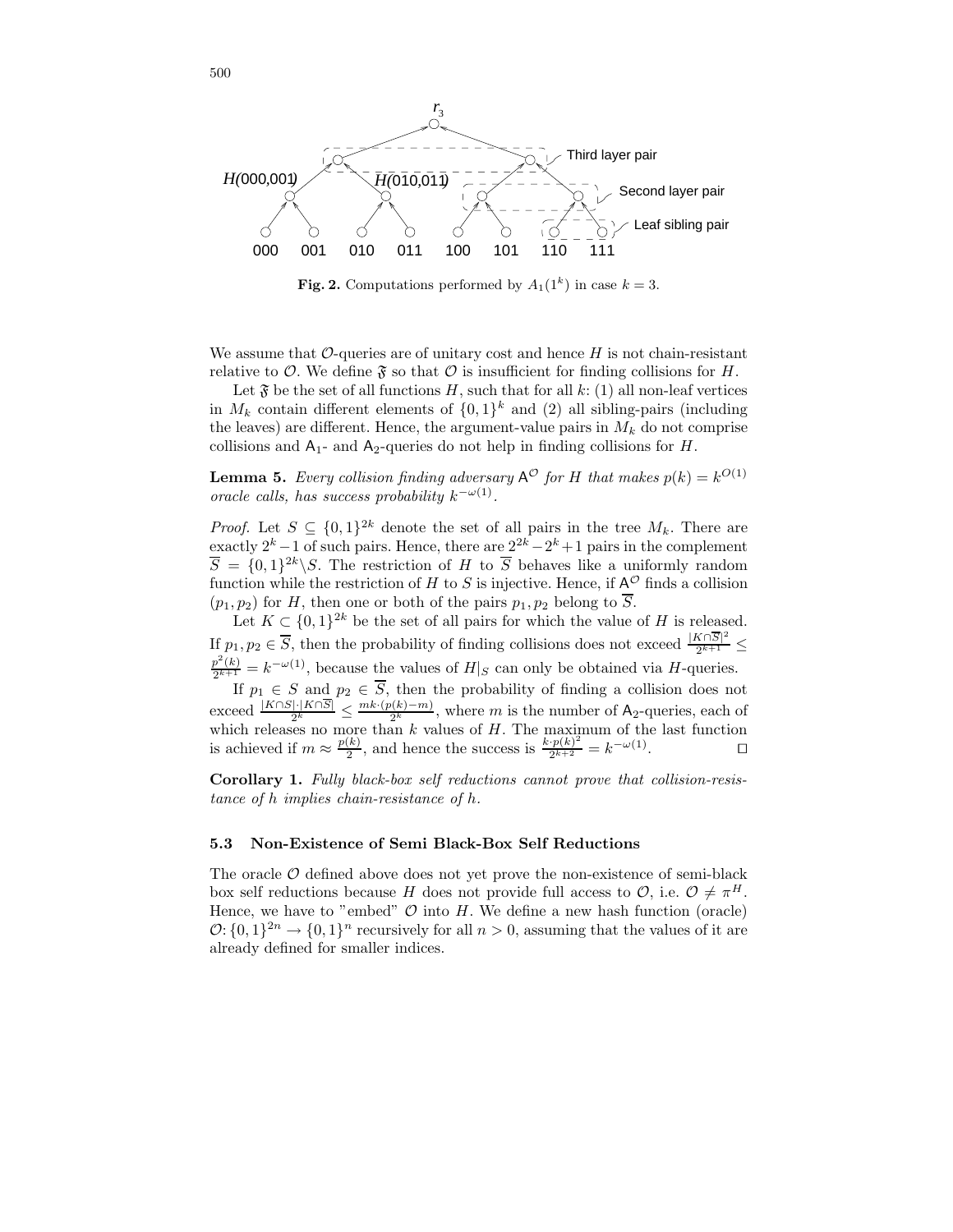**Fig. 2.** Computations performed by $A_1(1^k)$ in case $k = 3$.

We assume that $\mathcal{O}$-queries are of unitary cost and hence $H$ is not chain-resistant relative to $\mathcal{O}$. We define $\mathfrak{F}$ so that $\mathcal{O}$ is insufficient for finding collisions for $H$.

Let $\mathfrak{F}$ be the set of all functions $H$, such that for all $k$: (1) all non-leaf vertices in $M_k$ contain different elements of $\{0,1\}^k$ and (2) all sibling-pairs (including the leaves) are different. Hence, the argument-value pairs in $M_k$ do not comprise collisions and $\mathsf{A}_1$- and $\mathsf{A}_2$-queries do not help in finding collisions for $H$.

**Lemma 5.** *Every collision finding adversary $\mathsf{A}^{\mathcal{O}}$ for $H$ that makes $p(k) = k^{O(1)}$ oracle calls, has success probability $k^{-\omega(1)}$.*

*Proof.* Let $S \subseteq \{0,1\}^{2k}$ denote the set of all pairs in the tree $M_k$. There are exactly $2^k - 1$ of such pairs. Hence, there are $2^{2k} - 2^k + 1$ pairs in the complement $\overline{S} = \{0,1\}^{2k} \backslash S$. The restriction of $H$ to $\overline{S}$ behaves like a uniformly random function while the restriction of $H$ to $S$ is injective. Hence, if $\mathsf{A}^{\mathcal{O}}$ finds a collision $(p_1, p_2)$ for $H$, then one or both of the pairs $p_1, p_2$ belong to $\overline{S}$.

Let $K \subset \{0,1\}^{2k}$ be the set of all pairs for which the value of $H$ is released. If $p_1, p_2 \in \overline{S}$, then the probability of finding collisions does not exceed $\frac{|K \cap \overline{S}|^2}{2^{k+1}} \leq \frac{p^2(k)}{2^{k+1}} = k^{-\omega(1)}$, because the values of $H|_S$ can only be obtained via $H$-queries.

If $p_1 \in S$ and $p_2 \in \overline{S}$, then the probability of finding a collision does not exceed $\frac{|K \cap S| \cdot |K \cap \overline{S}|}{2^k} \leq \frac{mk \cdot (p(k) - m)}{2^k}$, where $m$ is the number of $\mathsf{A}_2$-queries, each of which releases no more than $k$ values of $H$. The maximum of the last function is achieved if $m \approx \frac{p(k)}{2}$, and hence the success is $\frac{k \cdot p(k)^2}{2^{k+2}} = k^{-\omega(1)}$. $\square$

**Corollary 1.** *Fully black-box self reductions cannot prove that collision-resistance of $h$ implies chain-resistance of $h$.*

### 5.3 Non-Existence of Semi Black-Box Self Reductions

The oracle $\mathcal{O}$ defined above does not yet prove the non-existence of semi-black box self reductions because $H$ does not provide full access to $\mathcal{O}$, i.e. $\mathcal{O} \neq \pi^H$. Hence, we have to "embed" $\mathcal{O}$ into $H$. We define a new hash function (oracle) $\mathcal{O}\colon \{0,1\}^{2n} \to \{0,1\}^n$ recursively for all $n > 0$, assuming that the values of it are already defined for smaller indices.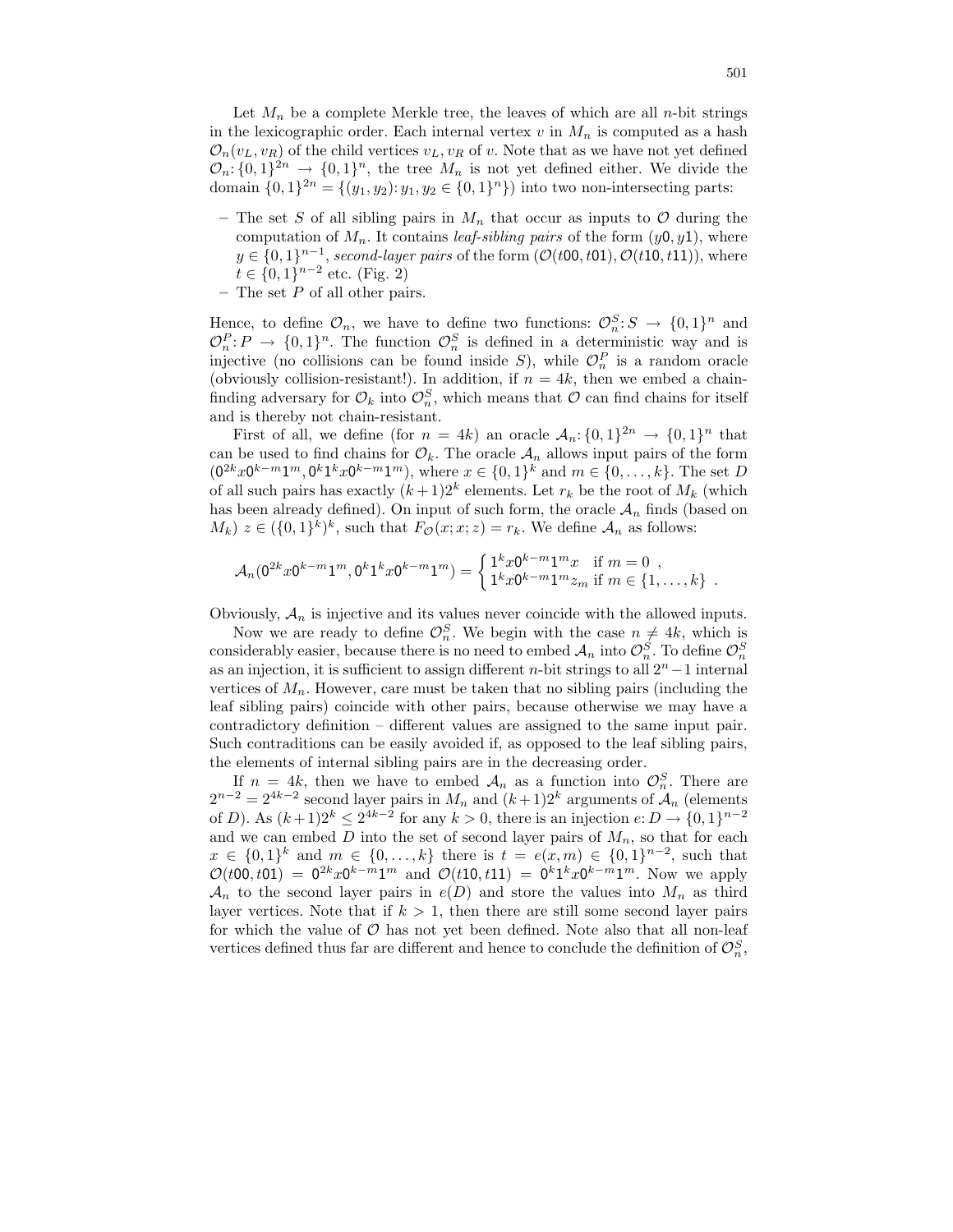Let $M_n$ be a complete Merkle tree, the leaves of which are all $n$-bit strings in the lexicographic order. Each internal vertex $v$ in $M_n$ is computed as a hash $\mathcal{O}_n(v_L, v_R)$ of the child vertices $v_L, v_R$ of $v$. Note that as we have not yet defined $\mathcal{O}_n\colon \{0,1\}^{2n} \to \{0,1\}^n$, the tree $M_n$ is not yet defined either. We divide the domain $\{0,1\}^{2n} = \{(y_1, y_2)\colon y_1, y_2 \in \{0,1\}^n\})$ into two non-intersecting parts:

- The set $S$ of all sibling pairs in $M_n$ that occur as inputs to $\mathcal{O}$ during the computation of $M_n$. It contains *leaf-sibling pairs* of the form $(y\mathsf{0}, y\mathsf{1})$, where $y \in \{0,1\}^{n-1}$, *second-layer pairs* of the form $(\mathcal{O}(t\mathsf{00}, t\mathsf{01}), \mathcal{O}(t\mathsf{10}, t\mathsf{11}))$, where $t \in \{0,1\}^{n-2}$ etc. (Fig. 2)
- The set $P$ of all other pairs.

Hence, to define $\mathcal{O}_n$, we have to define two functions: $\mathcal{O}_n^S\colon S \to \{0,1\}^n$ and $\mathcal{O}_n^P\colon P \to \{0,1\}^n$. The function $\mathcal{O}_n^S$ is defined in a deterministic way and is injective (no collisions can be found inside $S$), while $\mathcal{O}_n^P$ is a random oracle (obviously collision-resistant!). In addition, if $n = 4k$, then we embed a chain-finding adversary for $\mathcal{O}_k$ into $\mathcal{O}_n^S$, which means that $\mathcal{O}$ can find chains for itself and is thereby not chain-resistant.

First of all, we define (for $n = 4k$) an oracle $\mathcal{A}_n\colon \{0,1\}^{2n} \to \{0,1\}^n$ that can be used to find chains for $\mathcal{O}_k$. The oracle $\mathcal{A}_n$ allows input pairs of the form $(\mathsf{0}^{2k}x\mathsf{0}^{k-m}\mathsf{1}^m, \mathsf{0}^k\mathsf{1}^k x\mathsf{0}^{k-m}\mathsf{1}^m)$, where $x \in \{0,1\}^k$ and $m \in \{0,\ldots,k\}$. The set $D$ of all such pairs has exactly $(k+1)2^k$ elements. Let $r_k$ be the root of $M_k$ (which has been already defined). On input of such form, the oracle $\mathcal{A}_n$ finds (based on $M_k$) $z \in (\{0,1\}^k)^k$, such that $F_{\mathcal{O}}(x; x; z) = r_k$. We define $\mathcal{A}_n$ as follows:

$$\mathcal{A}_n(\mathsf{0}^{2k}x\mathsf{0}^{k-m}\mathsf{1}^m, \mathsf{0}^k\mathsf{1}^k x\mathsf{0}^{k-m}\mathsf{1}^m) = \begin{cases} \mathsf{1}^k x\mathsf{0}^{k-m}\mathsf{1}^m x & \text{if } m = 0 \ , \\ \mathsf{1}^k x\mathsf{0}^{k-m}\mathsf{1}^m z_m & \text{if } m \in \{1,\ldots,k\} \end{cases} .$$

Obviously, $\mathcal{A}_n$ is injective and its values never coincide with the allowed inputs.

Now we are ready to define $\mathcal{O}_n^S$. We begin with the case $n \neq 4k$, which is considerably easier, because there is no need to embed $\mathcal{A}_n$ into $\mathcal{O}_n^S$. To define $\mathcal{O}_n^S$ as an injection, it is sufficient to assign different $n$-bit strings to all $2^n - 1$ internal vertices of $M_n$. However, care must be taken that no sibling pairs (including the leaf sibling pairs) coincide with other pairs, because otherwise we may have a contradictory definition – different values are assigned to the same input pair. Such contradictions can be easily avoided if, as opposed to the leaf sibling pairs, the elements of internal sibling pairs are in the decreasing order.

If $n = 4k$, then we have to embed $\mathcal{A}_n$ as a function into $\mathcal{O}_n^S$. There are $2^{n-2} = 2^{4k-2}$ second layer pairs in $M_n$ and $(k+1)2^k$ arguments of $\mathcal{A}_n$ (elements of $D$). As $(k+1)2^k \leq 2^{4k-2}$ for any $k > 0$, there is an injection $e\colon D \to \{0,1\}^{n-2}$ and we can embed $D$ into the set of second layer pairs of $M_n$, so that for each $x \in \{0,1\}^k$ and $m \in \{0,\ldots,k\}$ there is $t = e(x,m) \in \{0,1\}^{n-2}$, such that $\mathcal{O}(t\mathsf{00}, t\mathsf{01}) = \mathsf{0}^{2k}x\mathsf{0}^{k-m}\mathsf{1}^m$ and $\mathcal{O}(t\mathsf{10}, t\mathsf{11}) = \mathsf{0}^k\mathsf{1}^k x\mathsf{0}^{k-m}\mathsf{1}^m$. Now we apply $\mathcal{A}_n$ to the second layer pairs in $e(D)$ and store the values into $M_n$ as third layer vertices. Note that if $k > 1$, then there are still some second layer pairs for which the value of $\mathcal{O}$ has not yet been defined. Note also that all non-leaf vertices defined thus far are different and hence to conclude the definition of $\mathcal{O}_n^S$,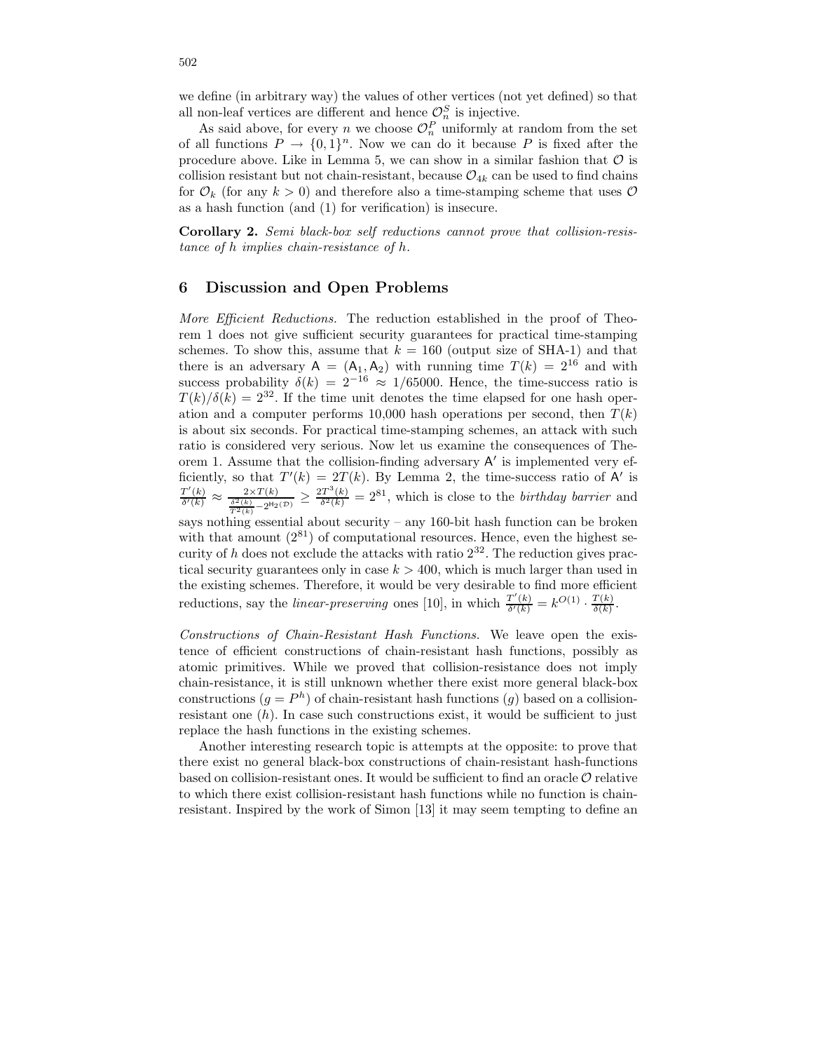we define (in arbitrary way) the values of other vertices (not yet defined) so that all non-leaf vertices are different and hence $\mathcal{O}_n^S$ is injective.

As said above, for every $n$ we choose $\mathcal{O}_n^P$ uniformly at random from the set of all functions $P \to \{0,1\}^n$. Now we can do it because $P$ is fixed after the procedure above. Like in Lemma 5, we can show in a similar fashion that $\mathcal{O}$ is collision resistant but not chain-resistant, because $\mathcal{O}_{4k}$ can be used to find chains for $\mathcal{O}_k$ (for any $k > 0$) and therefore also a time-stamping scheme that uses $\mathcal{O}$ as a hash function (and (1) for verification) is insecure.

**Corollary 2.** *Semi black-box self reductions cannot prove that collision-resistance of $h$ implies chain-resistance of $h$.*

## 6 Discussion and Open Problems

*More Efficient Reductions.* The reduction established in the proof of Theorem 1 does not give sufficient security guarantees for practical time-stamping schemes. To show this, assume that $k = 160$ (output size of SHA-1) and that there is an adversary $\mathsf{A} = (\mathsf{A}_1, \mathsf{A}_2)$ with running time $T(k) = 2^{16}$ and with success probability $\delta(k) = 2^{-16} \approx 1/65000$. Hence, the time-success ratio is $T(k)/\delta(k) = 2^{32}$. If the time unit denotes the time elapsed for one hash operation and a computer performs 10,000 hash operations per second, then $T(k)$ is about six seconds. For practical time-stamping schemes, an attack with such ratio is considered very serious. Now let us examine the consequences of Theorem 1. Assume that the collision-finding adversary $\mathsf{A}'$ is implemented very efficiently, so that $T'(k) = 2T(k)$. By Lemma 2, the time-success ratio of $\mathsf{A}'$ is $\frac{T'(k)}{\delta'(k)} \approx \frac{2\times T(k)}{\frac{\delta^2(k)}{T^2(k)} - 2^{\mathsf{H}_2(\mathcal{D})}} \geq \frac{2T^3(k)}{\delta^2(k)} = 2^{81}$, which is close to the *birthday barrier* and says nothing essential about security – any 160-bit hash function can be broken with that amount ($2^{81}$) of computational resources. Hence, even the highest security of $h$ does not exclude the attacks with ratio $2^{32}$. The reduction gives practical security guarantees only in case $k > 400$, which is much larger than used in the existing schemes. Therefore, it would be very desirable to find more efficient reductions, say the *linear-preserving* ones [10], in which $\frac{T'(k)}{\delta'(k)} = k^{O(1)} \cdot \frac{T(k)}{\delta(k)}$.

*Constructions of Chain-Resistant Hash Functions.* We leave open the existence of efficient constructions of chain-resistant hash functions, possibly as atomic primitives. While we proved that collision-resistance does not imply chain-resistance, it is still unknown whether there exist more general black-box constructions ($g = P^h$) of chain-resistant hash functions ($g$) based on a collision-resistant one ($h$). In case such constructions exist, it would be sufficient to just replace the hash functions in the existing schemes.

Another interesting research topic is attempts at the opposite: to prove that there exist no general black-box constructions of chain-resistant hash-functions based on collision-resistant ones. It would be sufficient to find an oracle $\mathcal{O}$ relative to which there exist collision-resistant hash functions while no function is chain-resistant. Inspired by the work of Simon [13] it may seem tempting to define an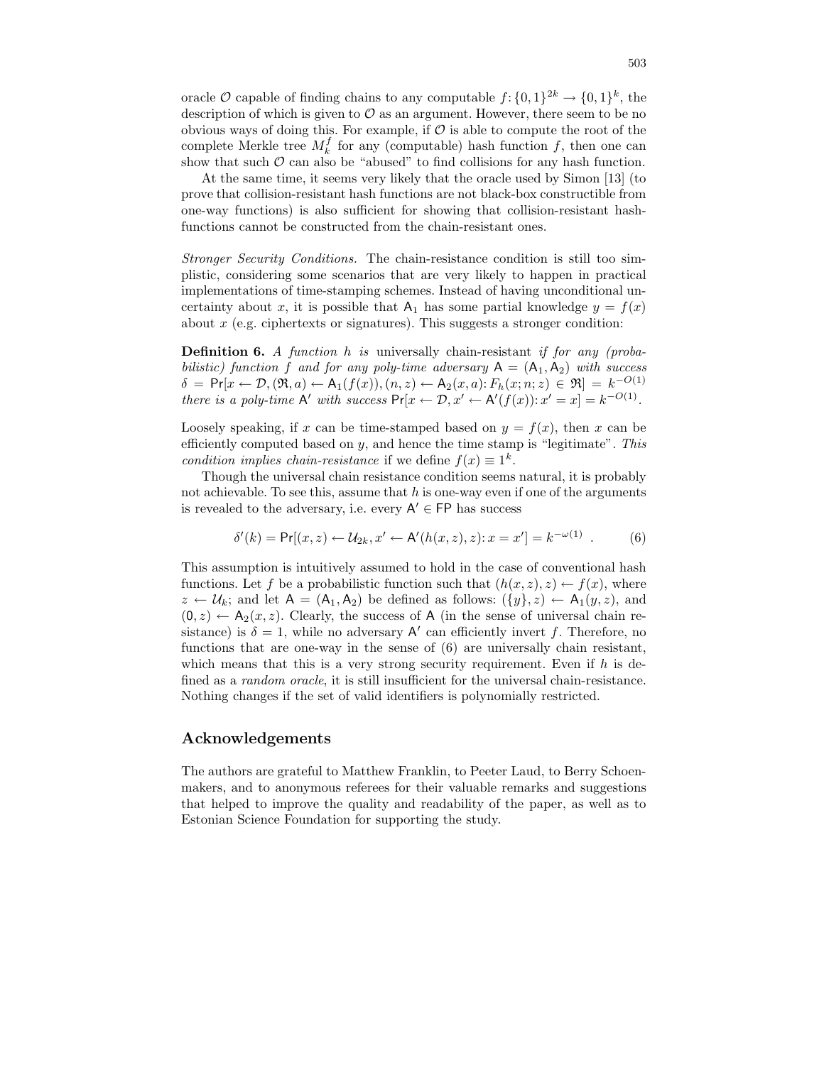oracle $\mathcal{O}$ capable of finding chains to any computable $f\colon \{0,1\}^{2k} \to \{0,1\}^k$, the description of which is given to $\mathcal{O}$ as an argument. However, there seem to be no obvious ways of doing this. For example, if $\mathcal{O}$ is able to compute the root of the complete Merkle tree $M_k^f$ for any (computable) hash function $f$, then one can show that such $\mathcal{O}$ can also be "abused" to find collisions for any hash function.

At the same time, it seems very likely that the oracle used by Simon [13] (to prove that collision-resistant hash functions are not black-box constructible from one-way functions) is also sufficient for showing that collision-resistant hash-functions cannot be constructed from the chain-resistant ones.

*Stronger Security Conditions.* The chain-resistance condition is still too simplistic, considering some scenarios that are very likely to happen in practical implementations of time-stamping schemes. Instead of having unconditional uncertainty about $x$, it is possible that $\mathsf{A}_1$ has some partial knowledge $y = f(x)$ about $x$ (e.g. ciphertexts or signatures). This suggests a stronger condition:

**Definition 6.** *A function $h$ is* universally chain-resistant *if for any (probabilistic) function $f$ and for any poly-time adversary $\mathsf{A} = (\mathsf{A}_1, \mathsf{A}_2)$ with success $\delta = \Pr[x \leftarrow \mathcal{D}, (\mathfrak{R}, a) \leftarrow \mathsf{A}_1(f(x)), (n, z) \leftarrow \mathsf{A}_2(x, a)\colon F_h(x; n; z) \in \mathfrak{R}] = k^{-O(1)}$ there is a poly-time $\mathsf{A}'$ with success $\Pr[x \leftarrow \mathcal{D}, x' \leftarrow \mathsf{A}'(f(x))\colon x' = x] = k^{-O(1)}$.*

Loosely speaking, if $x$ can be time-stamped based on $y = f(x)$, then $x$ can be efficiently computed based on $y$, and hence the time stamp is "legitimate". *This condition implies chain-resistance* if we define $f(x) \equiv 1^k$.

Though the universal chain resistance condition seems natural, it is probably not achievable. To see this, assume that $h$ is one-way even if one of the arguments is revealed to the adversary, i.e. every $\mathsf{A}' \in \mathsf{FP}$ has success

$$\delta'(k) = \Pr[(x, z) \leftarrow \mathcal{U}_{2k}, x' \leftarrow \mathsf{A}'(h(x, z), z)\colon x = x'] = k^{-\omega(1)} \ . \tag{6}$$

This assumption is intuitively assumed to hold in the case of conventional hash functions. Let $f$ be a probabilistic function such that $(h(x, z), z) \leftarrow f(x)$, where $z \leftarrow \mathcal{U}_k$; and let $\mathsf{A} = (\mathsf{A}_1, \mathsf{A}_2)$ be defined as follows: $(\{y\}, z) \leftarrow \mathsf{A}_1(y, z)$, and $(\mathsf{0}, z) \leftarrow \mathsf{A}_2(x, z)$. Clearly, the success of $\mathsf{A}$ (in the sense of universal chain resistance) is $\delta = 1$, while no adversary $\mathsf{A}'$ can efficiently invert $f$. Therefore, no functions that are one-way in the sense of (6) are universally chain resistant, which means that this is a very strong security requirement. Even if $h$ is defined as a *random oracle*, it is still insufficient for the universal chain-resistance. Nothing changes if the set of valid identifiers is polynomially restricted.

## Acknowledgements

The authors are grateful to Matthew Franklin, to Peeter Laud, to Berry Schoenmakers, and to anonymous referees for their valuable remarks and suggestions that helped to improve the quality and readability of the paper, as well as to Estonian Science Foundation for supporting the study.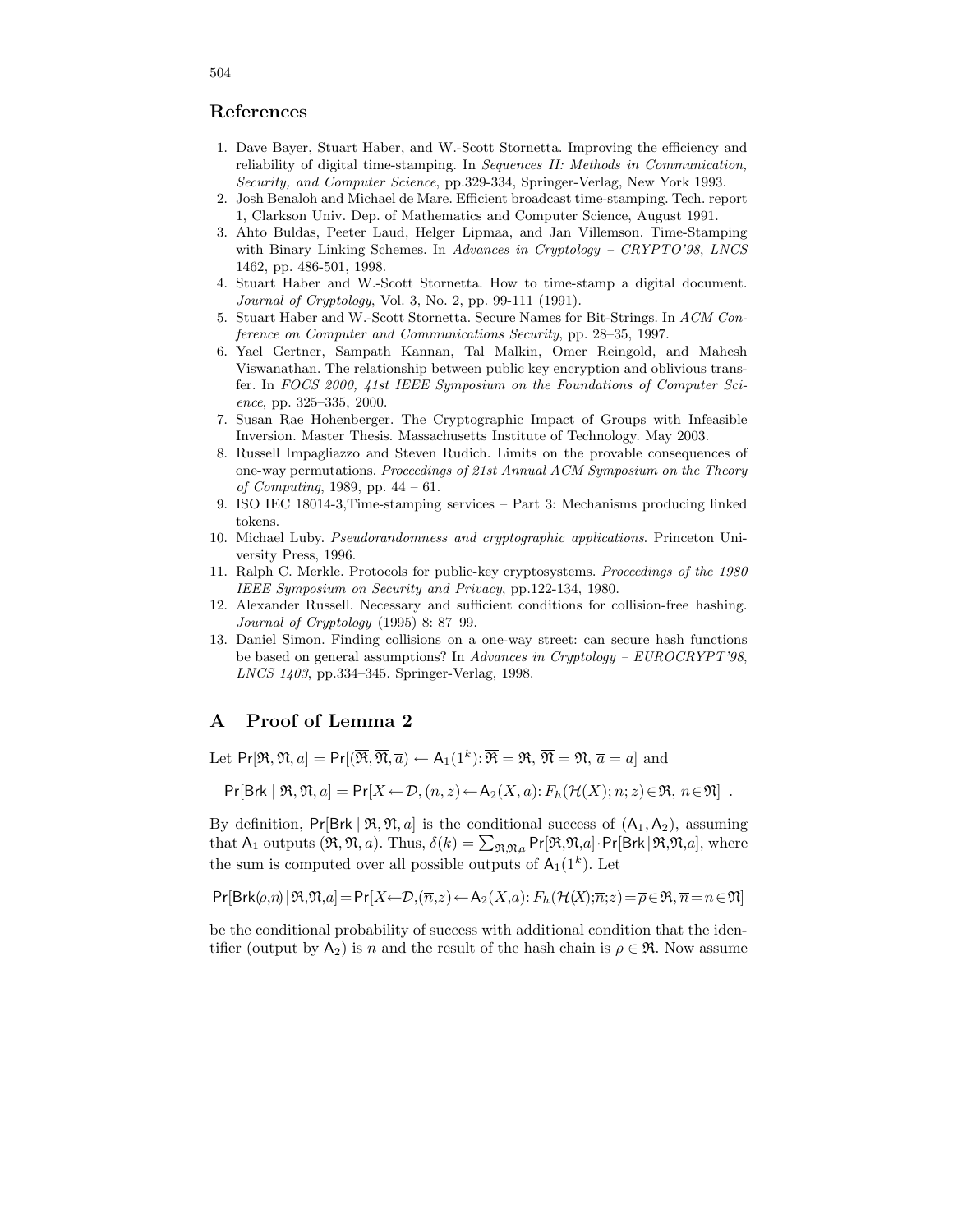## References

1. Dave Bayer, Stuart Haber, and W.-Scott Stornetta. Improving the efficiency and reliability of digital time-stamping. In *Sequences II: Methods in Communication, Security, and Computer Science*, pp.329-334, Springer-Verlag, New York 1993.
2. Josh Benaloh and Michael de Mare. Efficient broadcast time-stamping. Tech. report 1, Clarkson Univ. Dep. of Mathematics and Computer Science, August 1991.
3. Ahto Buldas, Peeter Laud, Helger Lipmaa, and Jan Villemson. Time-Stamping with Binary Linking Schemes. In *Advances in Cryptology – CRYPTO'98, LNCS* 1462, pp. 486-501, 1998.
4. Stuart Haber and W.-Scott Stornetta. How to time-stamp a digital document. *Journal of Cryptology*, Vol. 3, No. 2, pp. 99-111 (1991).
5. Stuart Haber and W.-Scott Stornetta. Secure Names for Bit-Strings. In *ACM Conference on Computer and Communications Security*, pp. 28–35, 1997.
6. Yael Gertner, Sampath Kannan, Tal Malkin, Omer Reingold, and Mahesh Viswanathan. The relationship between public key encryption and oblivious transfer. In *FOCS 2000, 41st IEEE Symposium on the Foundations of Computer Science*, pp. 325–335, 2000.
7. Susan Rae Hohenberger. The Cryptographic Impact of Groups with Infeasible Inversion. Master Thesis. Massachusetts Institute of Technology. May 2003.
8. Russell Impagliazzo and Steven Rudich. Limits on the provable consequences of one-way permutations. *Proceedings of 21st Annual ACM Symposium on the Theory of Computing*, 1989, pp. 44 – 61.
9. ISO IEC 18014-3,Time-stamping services – Part 3: Mechanisms producing linked tokens.
10. Michael Luby. *Pseudorandomness and cryptographic applications*. Princeton University Press, 1996.
11. Ralph C. Merkle. Protocols for public-key cryptosystems. *Proceedings of the 1980 IEEE Symposium on Security and Privacy*, pp.122-134, 1980.
12. Alexander Russell. Necessary and sufficient conditions for collision-free hashing. *Journal of Cryptology* (1995) 8: 87–99.
13. Daniel Simon. Finding collisions on a one-way street: can secure hash functions be based on general assumptions? In *Advances in Cryptology – EUROCRYPT'98, LNCS 1403*, pp.334–345. Springer-Verlag, 1998.

## A Proof of Lemma 2

Let $\mathsf{Pr}[\mathfrak{R},\mathfrak{N},a] = \mathsf{Pr}[(\overline{\mathfrak{R}},\overline{\mathfrak{N}},\overline{a}) \leftarrow \mathsf{A}_1(1^k)\colon \overline{\mathfrak{R}} = \mathfrak{R},\ \overline{\mathfrak{N}} = \mathfrak{N},\ \overline{a} = a]$ and

$$\mathsf{Pr}[\mathsf{Brk} \mid \mathfrak{R},\mathfrak{N},a] = \mathsf{Pr}[X \leftarrow \mathcal{D}, (n,z) \leftarrow \mathsf{A}_2(X,a)\colon F_h(\mathcal{H}(X);n;z) \in \mathfrak{R},\ n \in \mathfrak{N}] \ .$$

By definition, $\mathsf{Pr}[\mathsf{Brk} \mid \mathfrak{R},\mathfrak{N},a]$ is the conditional success of $(\mathsf{A}_1,\mathsf{A}_2)$, assuming that $\mathsf{A}_1$ outputs $(\mathfrak{R},\mathfrak{N},a)$. Thus, $\delta(k) = \sum_{\mathfrak{R}\mathfrak{N}a} \mathsf{Pr}[\mathfrak{R},\mathfrak{N},a] \cdot \mathsf{Pr}[\mathsf{Brk} \mid \mathfrak{R},\mathfrak{N},a]$, where the sum is computed over all possible outputs of $\mathsf{A}_1(1^k)$. Let

$$\mathsf{Pr}[\mathsf{Brk}(\rho,n) \mid \mathfrak{R},\mathfrak{N},a] = \mathsf{Pr}[X \leftarrow \mathcal{D}, (\overline{n},z) \leftarrow \mathsf{A}_2(X,a)\colon F_h(\mathcal{H}(X);\overline{n};z) = \overline{\rho} \in \mathfrak{R}, \overline{n} = n \in \mathfrak{N}]$$

be the conditional probability of success with additional condition that the identifier (output by $\mathsf{A}_2$) is $n$ and the result of the hash chain is $\rho \in \mathfrak{R}$. Now assume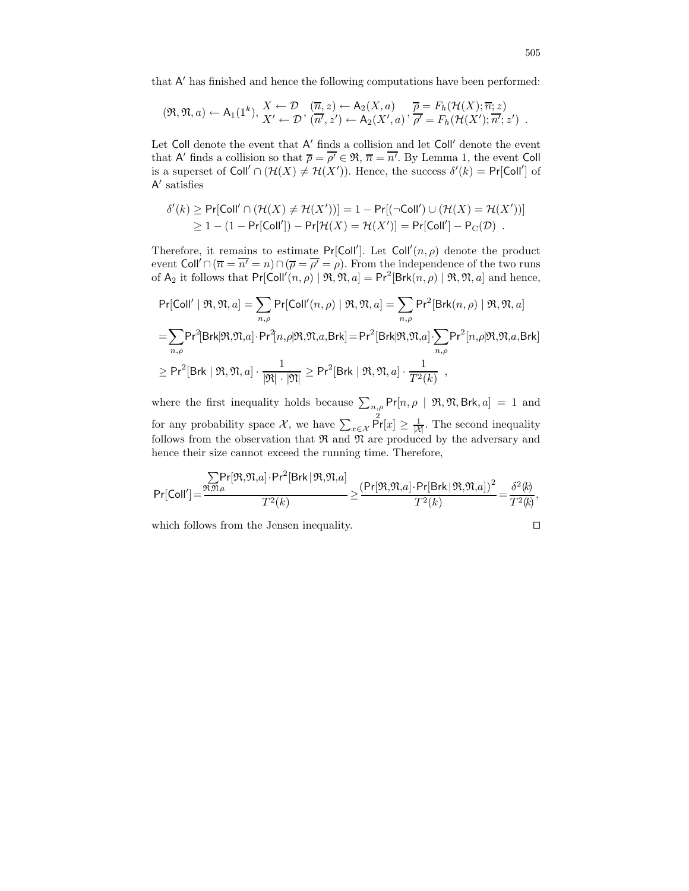that $\mathsf{A}'$ has finished and hence the following computations have been performed:

$$(\mathfrak{R}, \mathfrak{N}, a) \leftarrow \mathsf{A}_1(1^k),\ \begin{matrix} X \leftarrow \mathcal{D} \\ X' \leftarrow \mathcal{D} \end{matrix},\ \begin{matrix} (\overline{n}, z) \leftarrow \mathsf{A}_2(X, a) \\ (\overline{n'}, z') \leftarrow \mathsf{A}_2(X', a) \end{matrix},\ \begin{matrix} \overline{\rho} = F_h(\mathcal{H}(X); \overline{n}; z) \\ \overline{\rho'} = F_h(\mathcal{H}(X'); \overline{n'}; z') \end{matrix}\ .$$

Let $\mathsf{Coll}$ denote the event that $\mathsf{A}'$ finds a collision and let $\mathsf{Coll}'$ denote the event that $\mathsf{A}'$ finds a collision so that $\overline{\rho} = \overline{\rho'} \in \mathfrak{R}$, $\overline{n} = \overline{n'}$. By Lemma 1, the event $\mathsf{Coll}$ is a superset of $\mathsf{Coll}' \cap (\mathcal{H}(X) \neq \mathcal{H}(X'))$. Hence, the success $\delta'(k) = \Pr[\mathsf{Coll}']$ of $\mathsf{A}'$ satisfies

$$\begin{aligned} \delta'(k) &\geq \Pr[\mathsf{Coll}' \cap (\mathcal{H}(X) \neq \mathcal{H}(X'))] = 1 - \Pr[(\neg\mathsf{Coll}') \cup (\mathcal{H}(X) = \mathcal{H}(X'))] \\ &\geq 1 - (1 - \Pr[\mathsf{Coll}']) - \Pr[\mathcal{H}(X) = \mathcal{H}(X')] = \Pr[\mathsf{Coll}'] - \mathsf{P}_{\mathrm{C}}(\mathcal{D})\ . \end{aligned}$$

Therefore, it remains to estimate $\Pr[\mathsf{Coll}']$. Let $\mathsf{Coll}'(n, \rho)$ denote the product event $\mathsf{Coll}' \cap (\overline{n} = \overline{n'} = n) \cap (\overline{\rho} = \overline{\rho'} = \rho)$. From the independence of the two runs of $\mathsf{A}_2$ it follows that $\Pr[\mathsf{Coll}'(n, \rho) \mid \mathfrak{R}, \mathfrak{N}, a] = \Pr^2[\mathsf{Brk}(n, \rho) \mid \mathfrak{R}, \mathfrak{N}, a]$ and hence,

$$\begin{aligned} \Pr[\mathsf{Coll}' \mid \mathfrak{R}, \mathfrak{N}, a] &= \sum_{n,\rho} \Pr[\mathsf{Coll}'(n, \rho) \mid \mathfrak{R}, \mathfrak{N}, a] = \sum_{n,\rho} \Pr{}^2[\mathsf{Brk}(n, \rho) \mid \mathfrak{R}, \mathfrak{N}, a] \\ &= \sum_{n,\rho} \Pr{}^2[\mathsf{Brk} \mid \mathfrak{R}, \mathfrak{N}, a] \cdot \Pr{}^2[n, \rho \mid \mathfrak{R}, \mathfrak{N}, a, \mathsf{Brk}] = \Pr{}^2[\mathsf{Brk} \mid \mathfrak{R}, \mathfrak{N}, a] \cdot \sum_{n,\rho} \Pr{}^2[n, \rho \mid \mathfrak{R}, \mathfrak{N}, a, \mathsf{Brk}] \\ &\geq \Pr{}^2[\mathsf{Brk} \mid \mathfrak{R}, \mathfrak{N}, a] \cdot \frac{1}{|\mathfrak{R}| \cdot |\mathfrak{N}|} \geq \Pr{}^2[\mathsf{Brk} \mid \mathfrak{R}, \mathfrak{N}, a] \cdot \frac{1}{T^2(k)}\ , \end{aligned}$$

where the first inequality holds because $\sum_{n,\rho} \Pr[n, \rho \mid \mathfrak{R}, \mathfrak{N}, \mathsf{Brk}, a] = 1$ and for any probability space $\mathcal{X}$, we have $\sum_{x \in \mathcal{X}} \Pr^2[x] \geq \frac{1}{|\mathcal{X}|}$. The second inequality follows from the observation that $\mathfrak{R}$ and $\mathfrak{N}$ are produced by the adversary and hence their size cannot exceed the running time. Therefore,

$$\Pr[\mathsf{Coll}'] = \frac{\sum_{\mathfrak{R},\mathfrak{N},a} \Pr[\mathfrak{R}, \mathfrak{N}, a] \cdot \Pr^2[\mathsf{Brk} \mid \mathfrak{R}, \mathfrak{N}, a]}{T^2(k)} \geq \frac{\left(\Pr[\mathfrak{R}, \mathfrak{N}, a] \cdot \Pr[\mathsf{Brk} \mid \mathfrak{R}, \mathfrak{N}, a]\right)^2}{T^2(k)} = \frac{\delta^2(k)}{T^2(k)},$$

which follows from the Jensen inequality. □